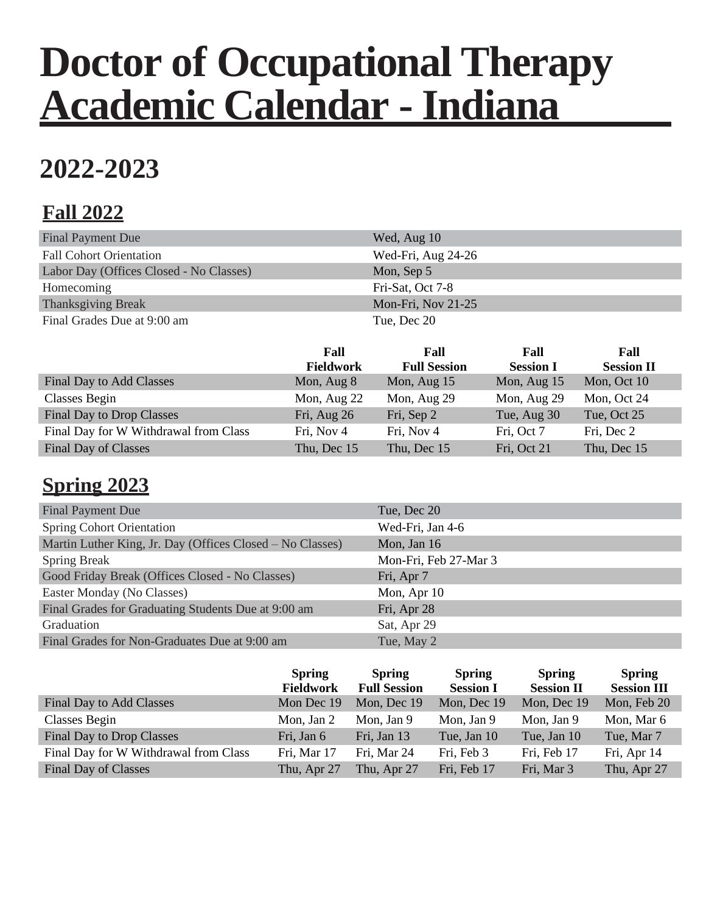# Doctor of Occupational Therapy Academic Calendar - Indiana

## 2022-2023

### Fall 2022

| | |
|---|---|
| Final Payment Due | Wed, Aug 10 |
| Fall Cohort Orientation | Wed-Fri, Aug 24-26 |
| Labor Day (Offices Closed - No Classes) | Mon, Sep 5 |
| Homecoming | Fri-Sat, Oct 7-8 |
| Thanksgiving Break | Mon-Fri, Nov 21-25 |
| Final Grades Due at 9:00 am | Tue, Dec 20 |

| | Fall Fieldwork | Fall Full Session | Fall Session I | Fall Session II |
|---|---|---|---|---|
| Final Day to Add Classes | Mon, Aug 8 | Mon, Aug 15 | Mon, Aug 15 | Mon, Oct 10 |
| Classes Begin | Mon, Aug 22 | Mon, Aug 29 | Mon, Aug 29 | Mon, Oct 24 |
| Final Day to Drop Classes | Fri, Aug 26 | Fri, Sep 2 | Tue, Aug 30 | Tue, Oct 25 |
| Final Day for W Withdrawal from Class | Fri, Nov 4 | Fri, Nov 4 | Fri, Oct 7 | Fri, Dec 2 |
| Final Day of Classes | Thu, Dec 15 | Thu, Dec 15 | Fri, Oct 21 | Thu, Dec 15 |

### Spring 2023

| | |
|---|---|
| Final Payment Due | Tue, Dec 20 |
| Spring Cohort Orientation | Wed-Fri, Jan 4-6 |
| Martin Luther King, Jr. Day (Offices Closed – No Classes) | Mon, Jan 16 |
| Spring Break | Mon-Fri, Feb 27-Mar 3 |
| Good Friday Break (Offices Closed - No Classes) | Fri, Apr 7 |
| Easter Monday (No Classes) | Mon, Apr 10 |
| Final Grades for Graduating Students Due at 9:00 am | Fri, Apr 28 |
| Graduation | Sat, Apr 29 |
| Final Grades for Non-Graduates Due at 9:00 am | Tue, May 2 |

| | Spring Fieldwork | Spring Full Session | Spring Session I | Spring Session II | Spring Session III |
|---|---|---|---|---|---|
| Final Day to Add Classes | Mon Dec 19 | Mon, Dec 19 | Mon, Dec 19 | Mon, Dec 19 | Mon, Feb 20 |
| Classes Begin | Mon, Jan 2 | Mon, Jan 9 | Mon, Jan 9 | Mon, Jan 9 | Mon, Mar 6 |
| Final Day to Drop Classes | Fri, Jan 6 | Fri, Jan 13 | Tue, Jan 10 | Tue, Jan 10 | Tue, Mar 7 |
| Final Day for W Withdrawal from Class | Fri, Mar 17 | Fri, Mar 24 | Fri, Feb 3 | Fri, Feb 17 | Fri, Apr 14 |
| Final Day of Classes | Thu, Apr 27 | Thu, Apr 27 | Fri, Feb 17 | Fri, Mar 3 | Thu, Apr 27 |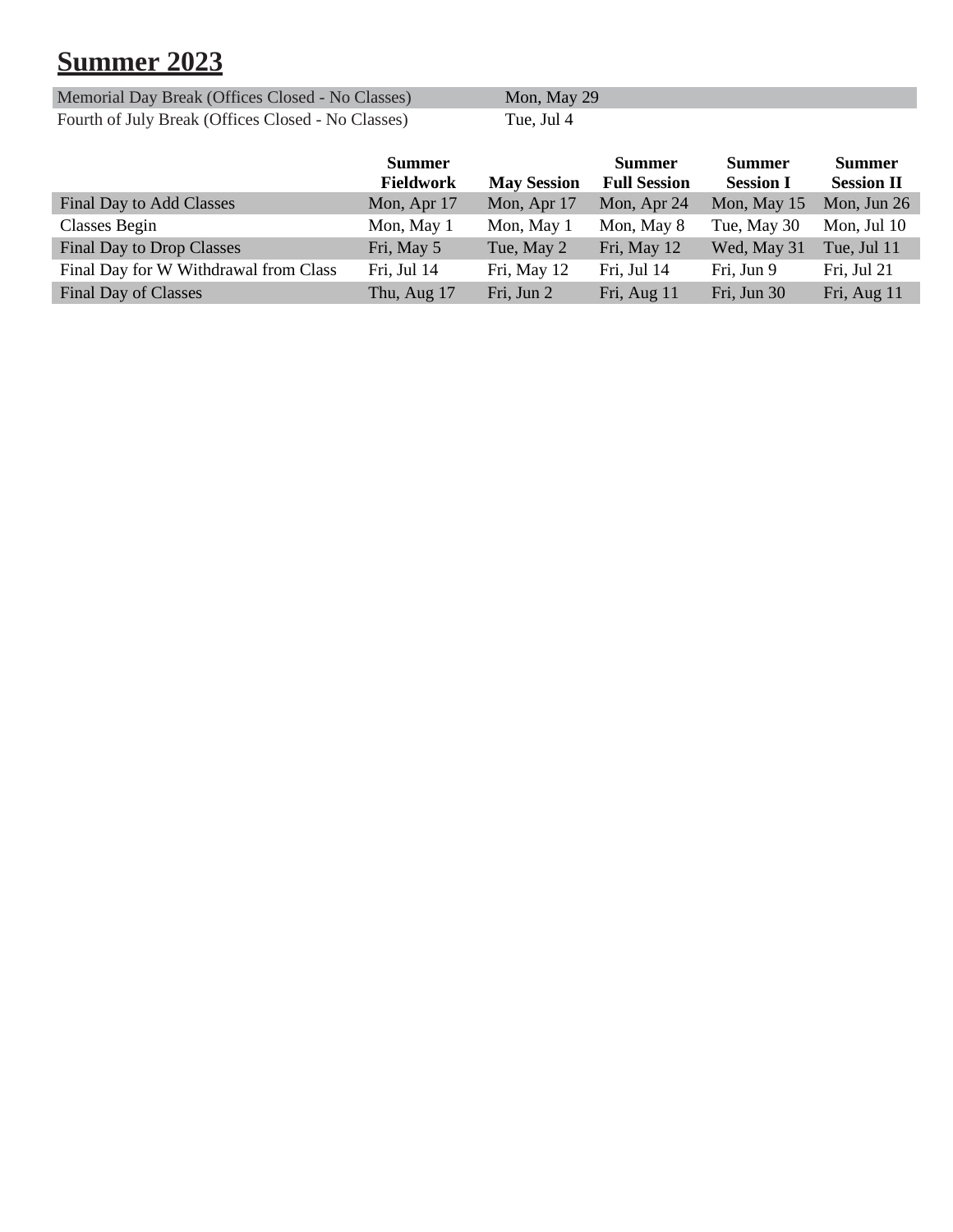## Summer 2023

| | |
|---|---|
| Memorial Day Break (Offices Closed - No Classes) | Mon, May 29 |
| Fourth of July Break (Offices Closed - No Classes) | Tue, Jul 4 |

| | Summer Fieldwork | May Session | Summer Full Session | Summer Session I | Summer Session II |
|---|---|---|---|---|---|
| Final Day to Add Classes | Mon, Apr 17 | Mon, Apr 17 | Mon, Apr 24 | Mon, May 15 | Mon, Jun 26 |
| Classes Begin | Mon, May 1 | Mon, May 1 | Mon, May 8 | Tue, May 30 | Mon, Jul 10 |
| Final Day to Drop Classes | Fri, May 5 | Tue, May 2 | Fri, May 12 | Wed, May 31 | Tue, Jul 11 |
| Final Day for W Withdrawal from Class | Fri, Jul 14 | Fri, May 12 | Fri, Jul 14 | Fri, Jun 9 | Fri, Jul 21 |
| Final Day of Classes | Thu, Aug 17 | Fri, Jun 2 | Fri, Aug 11 | Fri, Jun 30 | Fri, Aug 11 |